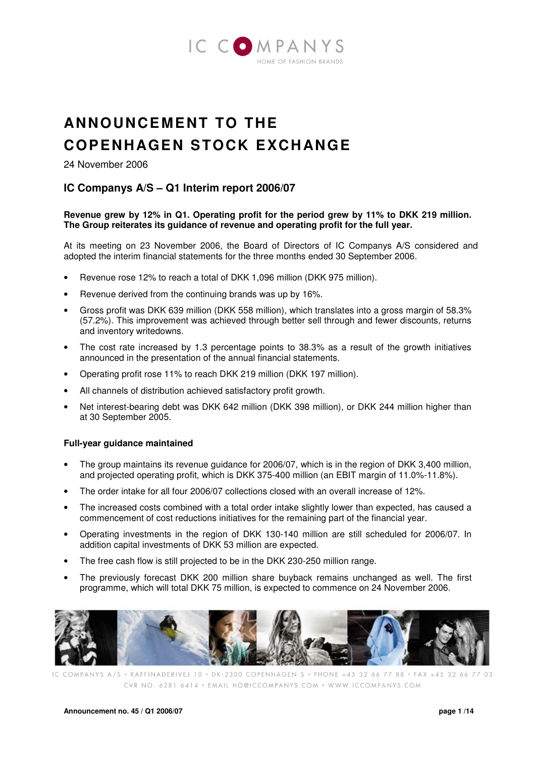# ANNOUNCEMENT TO THE COPENHAGEN STOCK EXCHANGE

24 November 2006

## IC Companys A/S – Q1 Interim report 2006/07

**Revenue grew by 12% in Q1. Operating profit for the period grew by 11% to DKK 219 million. The Group reiterates its guidance of revenue and operating profit for the full year.**

At its meeting on 23 November 2006, the Board of Directors of IC Companys A/S considered and adopted the interim financial statements for the three months ended 30 September 2006.

- Revenue rose 12% to reach a total of DKK 1,096 million (DKK 975 million).
- Revenue derived from the continuing brands was up by 16%.
- Gross profit was DKK 639 million (DKK 558 million), which translates into a gross margin of 58.3% (57.2%). This improvement was achieved through better sell through and fewer discounts, returns and inventory writedowns.
- The cost rate increased by 1.3 percentage points to 38.3% as a result of the growth initiatives announced in the presentation of the annual financial statements.
- Operating profit rose 11% to reach DKK 219 million (DKK 197 million).
- All channels of distribution achieved satisfactory profit growth.
- Net interest-bearing debt was DKK 642 million (DKK 398 million), or DKK 244 million higher than at 30 September 2005.

### Full-year guidance maintained

- The group maintains its revenue guidance for 2006/07, which is in the region of DKK 3,400 million, and projected operating profit, which is DKK 375-400 million (an EBIT margin of 11.0%-11.8%).
- The order intake for all four 2006/07 collections closed with an overall increase of 12%.
- The increased costs combined with a total order intake slightly lower than expected, has caused a commencement of cost reductions initiatives for the remaining part of the financial year.
- Operating investments in the region of DKK 130-140 million are still scheduled for 2006/07. In addition capital investments of DKK 53 million are expected.
- The free cash flow is still projected to be in the DKK 230-250 million range.
- The previously forecast DKK 200 million share buyback remains unchanged as well. The first programme, which will total DKK 75 million, is expected to commence on 24 November 2006.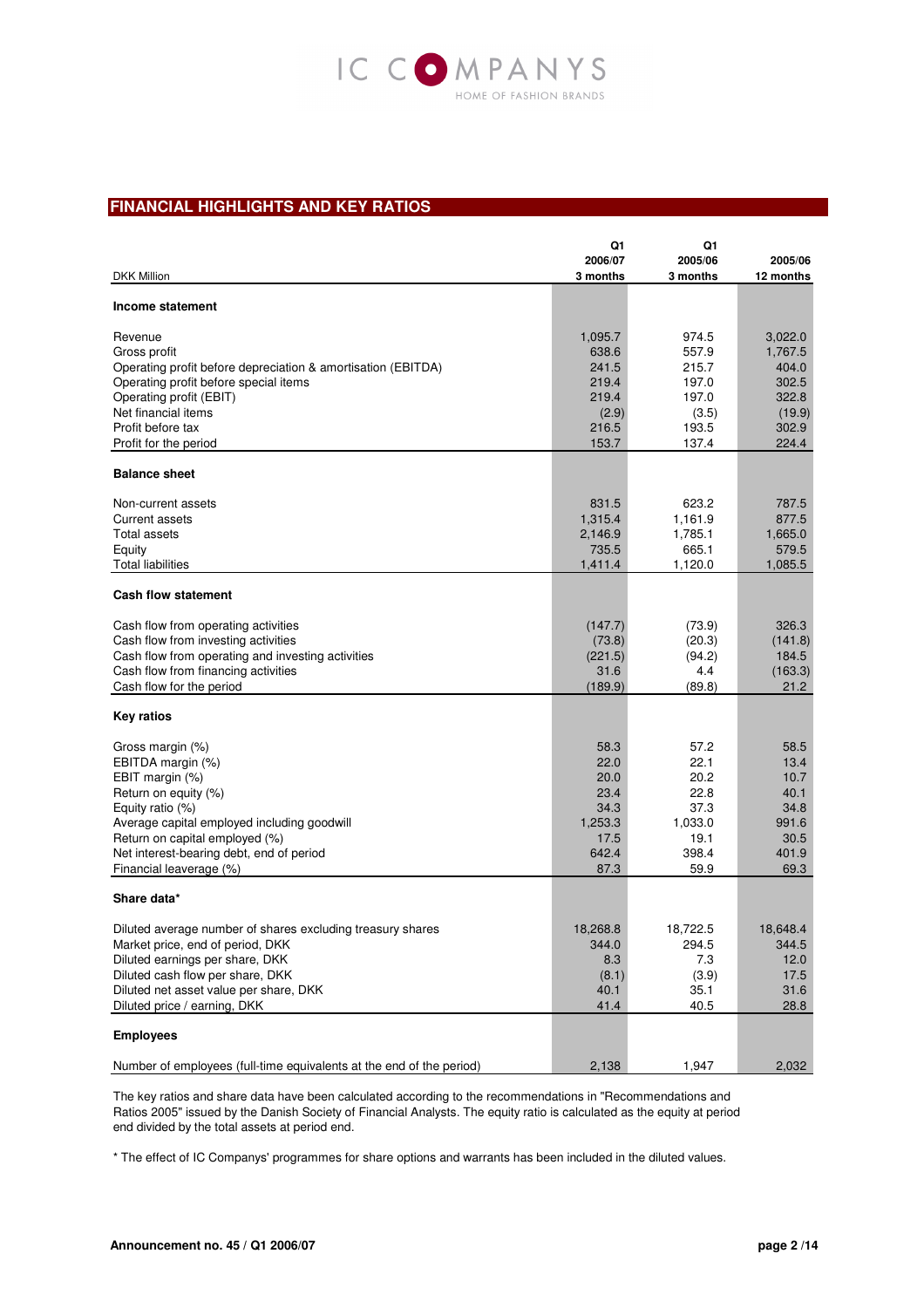IC COMPANYS
HOME OF FASHION BRANDS

## FINANCIAL HIGHLIGHTS AND KEY RATIOS

| DKK Million | Q1 2006/07 3 months | Q1 2005/06 3 months | 2005/06 12 months |
|---|---|---|---|
| **Income statement** | | | |
| Revenue | 1,095.7 | 974.5 | 3,022.0 |
| Gross profit | 638.6 | 557.9 | 1,767.5 |
| Operating profit before depreciation & amortisation (EBITDA) | 241.5 | 215.7 | 404.0 |
| Operating profit before special items | 219.4 | 197.0 | 302.5 |
| Operating profit (EBIT) | 219.4 | 197.0 | 322.8 |
| Net financial items | (2.9) | (3.5) | (19.9) |
| Profit before tax | 216.5 | 193.5 | 302.9 |
| Profit for the period | 153.7 | 137.4 | 224.4 |
| **Balance sheet** | | | |
| Non-current assets | 831.5 | 623.2 | 787.5 |
| Current assets | 1,315.4 | 1,161.9 | 877.5 |
| Total assets | 2,146.9 | 1,785.1 | 1,665.0 |
| Equity | 735.5 | 665.1 | 579.5 |
| Total liabilities | 1,411.4 | 1,120.0 | 1,085.5 |
| **Cash flow statement** | | | |
| Cash flow from operating activities | (147.7) | (73.9) | 326.3 |
| Cash flow from investing activities | (73.8) | (20.3) | (141.8) |
| Cash flow from operating and investing activities | (221.5) | (94.2) | 184.5 |
| Cash flow from financing activities | 31.6 | 4.4 | (163.3) |
| Cash flow for the period | (189.9) | (89.8) | 21.2 |
| **Key ratios** | | | |
| Gross margin (%) | 58.3 | 57.2 | 58.5 |
| EBITDA margin (%) | 22.0 | 22.1 | 13.4 |
| EBIT margin (%) | 20.0 | 20.2 | 10.7 |
| Return on equity (%) | 23.4 | 22.8 | 40.1 |
| Equity ratio (%) | 34.3 | 37.3 | 34.8 |
| Average capital employed including goodwill | 1,253.3 | 1,033.0 | 991.6 |
| Return on capital employed (%) | 17.5 | 19.1 | 30.5 |
| Net interest-bearing debt, end of period | 642.4 | 398.4 | 401.9 |
| Financial leaverage (%) | 87.3 | 59.9 | 69.3 |
| **Share data*** | | | |
| Diluted average number of shares excluding treasury shares | 18,268.8 | 18,722.5 | 18,648.4 |
| Market price, end of period, DKK | 344.0 | 294.5 | 344.5 |
| Diluted earnings per share, DKK | 8.3 | 7.3 | 12.0 |
| Diluted cash flow per share, DKK | (8.1) | (3.9) | 17.5 |
| Diluted net asset value per share, DKK | 40.1 | 35.1 | 31.6 |
| Diluted price / earning, DKK | 41.4 | 40.5 | 28.8 |
| **Employees** | | | |
| Number of employees (full-time equivalents at the end of the period) | 2,138 | 1,947 | 2,032 |

The key ratios and share data have been calculated according to the recommendations in "Recommendations and Ratios 2005" issued by the Danish Society of Financial Analysts. The equity ratio is calculated as the equity at period end divided by the total assets at period end.

* The effect of IC Companys' programmes for share options and warrants has been included in the diluted values.

**Announcement no. 45 / Q1 2006/07**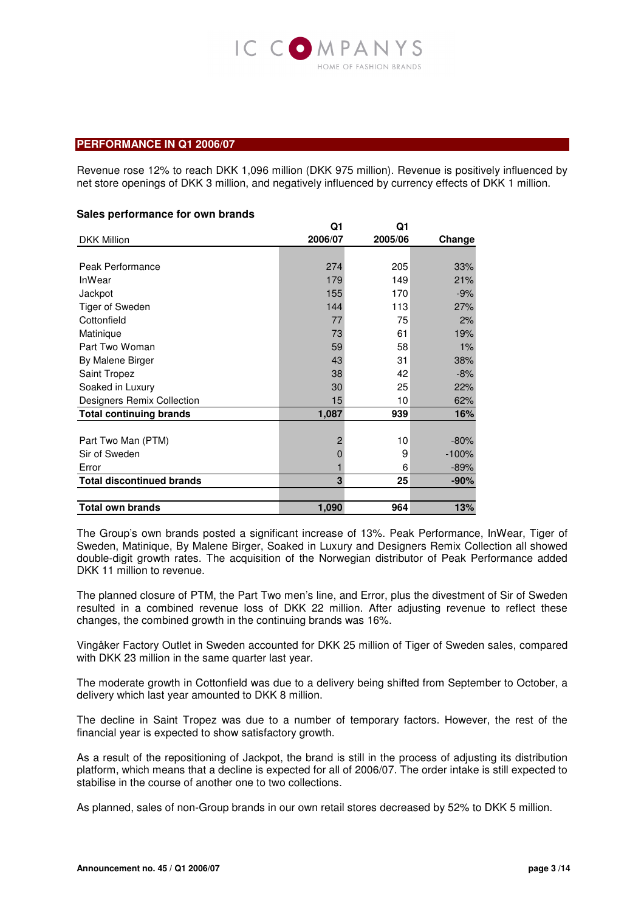## PERFORMANCE IN Q1 2006/07

Revenue rose 12% to reach DKK 1,096 million (DKK 975 million). Revenue is positively influenced by net store openings of DKK 3 million, and negatively influenced by currency effects of DKK 1 million.

**Sales performance for own brands**

| DKK Million | Q1 2006/07 | Q1 2005/06 | Change |
|---|---|---|---|
| Peak Performance | 274 | 205 | 33% |
| InWear | 179 | 149 | 21% |
| Jackpot | 155 | 170 | -9% |
| Tiger of Sweden | 144 | 113 | 27% |
| Cottonfield | 77 | 75 | 2% |
| Matinique | 73 | 61 | 19% |
| Part Two Woman | 59 | 58 | 1% |
| By Malene Birger | 43 | 31 | 38% |
| Saint Tropez | 38 | 42 | -8% |
| Soaked in Luxury | 30 | 25 | 22% |
| Designers Remix Collection | 15 | 10 | 62% |
| **Total continuing brands** | **1,087** | **939** | **16%** |
| Part Two Man (PTM) | 2 | 10 | -80% |
| Sir of Sweden | 0 | 9 | -100% |
| Error | 1 | 6 | -89% |
| **Total discontinued brands** | **3** | **25** | **-90%** |
| **Total own brands** | **1,090** | **964** | **13%** |

The Group's own brands posted a significant increase of 13%. Peak Performance, InWear, Tiger of Sweden, Matinique, By Malene Birger, Soaked in Luxury and Designers Remix Collection all showed double-digit growth rates. The acquisition of the Norwegian distributor of Peak Performance added DKK 11 million to revenue.

The planned closure of PTM, the Part Two men's line, and Error, plus the divestment of Sir of Sweden resulted in a combined revenue loss of DKK 22 million. After adjusting revenue to reflect these changes, the combined growth in the continuing brands was 16%.

Vingåker Factory Outlet in Sweden accounted for DKK 25 million of Tiger of Sweden sales, compared with DKK 23 million in the same quarter last year.

The moderate growth in Cottonfield was due to a delivery being shifted from September to October, a delivery which last year amounted to DKK 8 million.

The decline in Saint Tropez was due to a number of temporary factors. However, the rest of the financial year is expected to show satisfactory growth.

As a result of the repositioning of Jackpot, the brand is still in the process of adjusting its distribution platform, which means that a decline is expected for all of 2006/07. The order intake is still expected to stabilise in the course of another one to two collections.

As planned, sales of non-Group brands in our own retail stores decreased by 52% to DKK 5 million.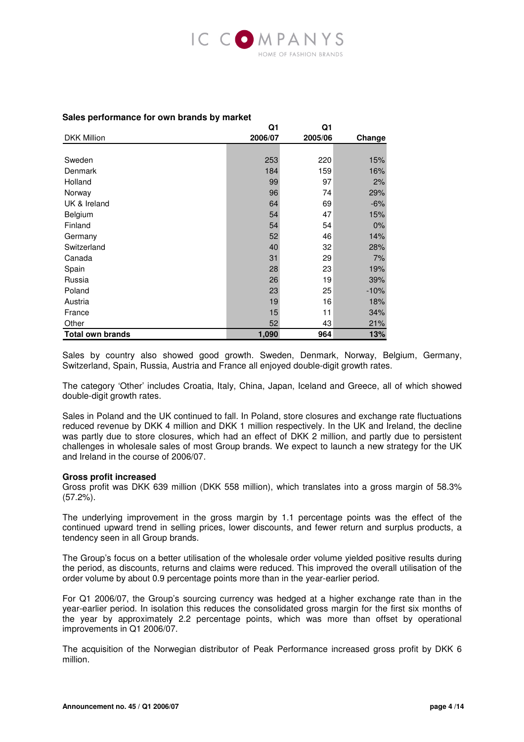**Sales performance for own brands by market**

| DKK Million | Q1 2006/07 | Q1 2005/06 | Change |
|---|---|---|---|
| Sweden | 253 | 220 | 15% |
| Denmark | 184 | 159 | 16% |
| Holland | 99 | 97 | 2% |
| Norway | 96 | 74 | 29% |
| UK & Ireland | 64 | 69 | -6% |
| Belgium | 54 | 47 | 15% |
| Finland | 54 | 54 | 0% |
| Germany | 52 | 46 | 14% |
| Switzerland | 40 | 32 | 28% |
| Canada | 31 | 29 | 7% |
| Spain | 28 | 23 | 19% |
| Russia | 26 | 19 | 39% |
| Poland | 23 | 25 | -10% |
| Austria | 19 | 16 | 18% |
| France | 15 | 11 | 34% |
| Other | 52 | 43 | 21% |
| **Total own brands** | **1,090** | **964** | **13%** |

Sales by country also showed good growth. Sweden, Denmark, Norway, Belgium, Germany, Switzerland, Spain, Russia, Austria and France all enjoyed double-digit growth rates.

The category 'Other' includes Croatia, Italy, China, Japan, Iceland and Greece, all of which showed double-digit growth rates.

Sales in Poland and the UK continued to fall. In Poland, store closures and exchange rate fluctuations reduced revenue by DKK 4 million and DKK 1 million respectively. In the UK and Ireland, the decline was partly due to store closures, which had an effect of DKK 2 million, and partly due to persistent challenges in wholesale sales of most Group brands. We expect to launch a new strategy for the UK and Ireland in the course of 2006/07.

**Gross profit increased**

Gross profit was DKK 639 million (DKK 558 million), which translates into a gross margin of 58.3% (57.2%).

The underlying improvement in the gross margin by 1.1 percentage points was the effect of the continued upward trend in selling prices, lower discounts, and fewer return and surplus products, a tendency seen in all Group brands.

The Group's focus on a better utilisation of the wholesale order volume yielded positive results during the period, as discounts, returns and claims were reduced. This improved the overall utilisation of the order volume by about 0.9 percentage points more than in the year-earlier period.

For Q1 2006/07, the Group's sourcing currency was hedged at a higher exchange rate than in the year-earlier period. In isolation this reduces the consolidated gross margin for the first six months of the year by approximately 2.2 percentage points, which was more than offset by operational improvements in Q1 2006/07.

The acquisition of the Norwegian distributor of Peak Performance increased gross profit by DKK 6 million.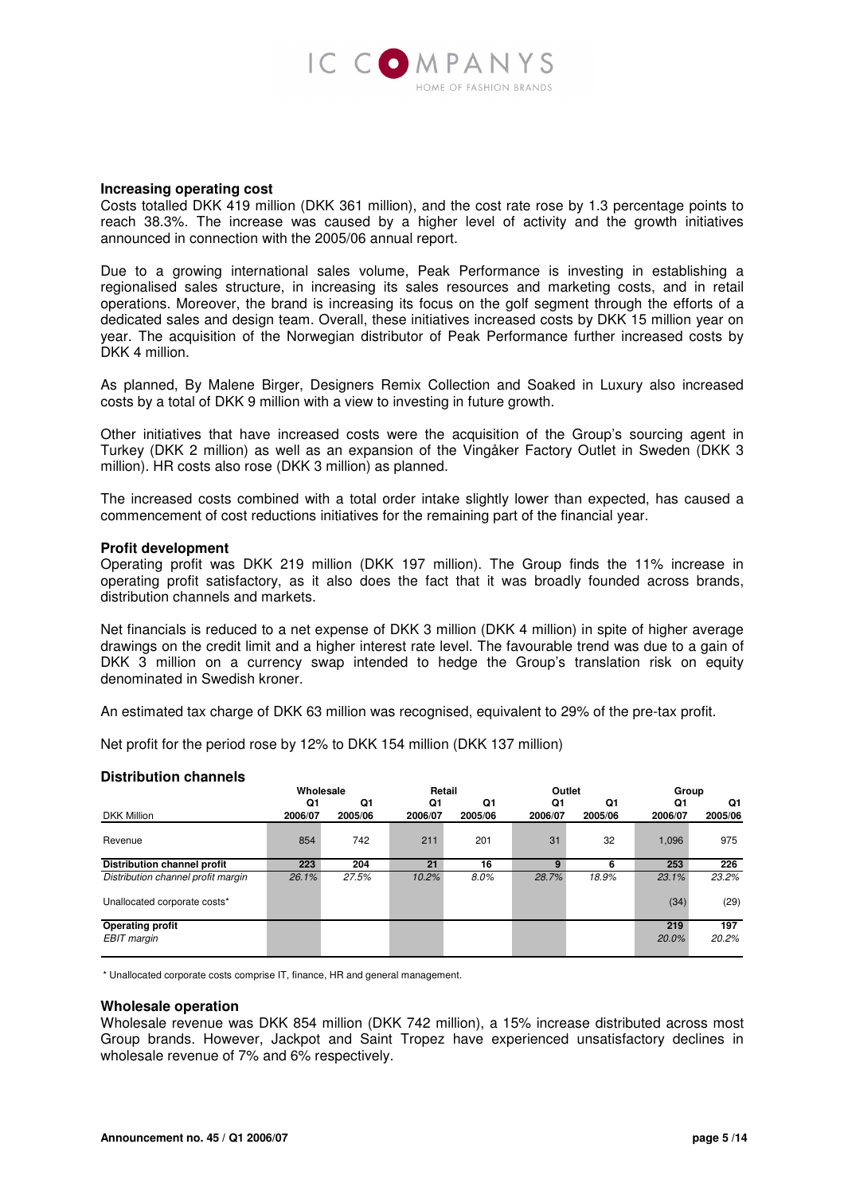**Increasing operating cost**

Costs totalled DKK 419 million (DKK 361 million), and the cost rate rose by 1.3 percentage points to reach 38.3%. The increase was caused by a higher level of activity and the growth initiatives announced in connection with the 2005/06 annual report.

Due to a growing international sales volume, Peak Performance is investing in establishing a regionalised sales structure, in increasing its sales resources and marketing costs, and in retail operations. Moreover, the brand is increasing its focus on the golf segment through the efforts of a dedicated sales and design team. Overall, these initiatives increased costs by DKK 15 million year on year. The acquisition of the Norwegian distributor of Peak Performance further increased costs by DKK 4 million.

As planned, By Malene Birger, Designers Remix Collection and Soaked in Luxury also increased costs by a total of DKK 9 million with a view to investing in future growth.

Other initiatives that have increased costs were the acquisition of the Group's sourcing agent in Turkey (DKK 2 million) as well as an expansion of the Vingåker Factory Outlet in Sweden (DKK 3 million). HR costs also rose (DKK 3 million) as planned.

The increased costs combined with a total order intake slightly lower than expected, has caused a commencement of cost reductions initiatives for the remaining part of the financial year.

**Profit development**

Operating profit was DKK 219 million (DKK 197 million). The Group finds the 11% increase in operating profit satisfactory, as it also does the fact that it was broadly founded across brands, distribution channels and markets.

Net financials is reduced to a net expense of DKK 3 million (DKK 4 million) in spite of higher average drawings on the credit limit and a higher interest rate level. The favourable trend was due to a gain of DKK 3 million on a currency swap intended to hedge the Group's translation risk on equity denominated in Swedish kroner.

An estimated tax charge of DKK 63 million was recognised, equivalent to 29% of the pre-tax profit.

Net profit for the period rose by 12% to DKK 154 million (DKK 137 million)

**Distribution channels**

| | Wholesale | | Retail | | Outlet | | Group | |
|---|---|---|---|---|---|---|---|---|
| DKK Million | Q1 2006/07 | Q1 2005/06 | Q1 2006/07 | Q1 2005/06 | Q1 2006/07 | Q1 2005/06 | Q1 2006/07 | Q1 2005/06 |
| Revenue | 854 | 742 | 211 | 201 | 31 | 32 | 1,096 | 975 |
| **Distribution channel profit** | **223** | **204** | **21** | **16** | **9** | **6** | **253** | **226** |
| *Distribution channel profit margin* | *26.1%* | *27.5%* | *10.2%* | *8.0%* | *28.7%* | *18.9%* | *23.1%* | *23.2%* |
| Unallocated corporate costs* | | | | | | | (34) | (29) |
| **Operating profit** | | | | | | | **219** | **197** |
| *EBIT margin* | | | | | | | *20.0%* | *20.2%* |

\* Unallocated corporate costs comprise IT, finance, HR and general management.

**Wholesale operation**

Wholesale revenue was DKK 854 million (DKK 742 million), a 15% increase distributed across most Group brands. However, Jackpot and Saint Tropez have experienced unsatisfactory declines in wholesale revenue of 7% and 6% respectively.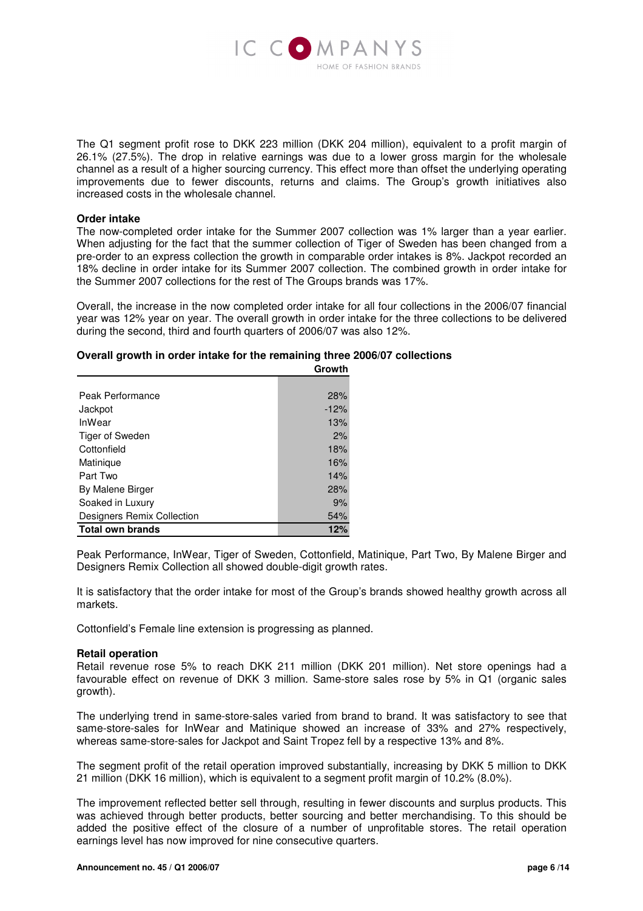The Q1 segment profit rose to DKK 223 million (DKK 204 million), equivalent to a profit margin of 26.1% (27.5%). The drop in relative earnings was due to a lower gross margin for the wholesale channel as a result of a higher sourcing currency. This effect more than offset the underlying operating improvements due to fewer discounts, returns and claims. The Group's growth initiatives also increased costs in the wholesale channel.

**Order intake**

The now-completed order intake for the Summer 2007 collection was 1% larger than a year earlier. When adjusting for the fact that the summer collection of Tiger of Sweden has been changed from a pre-order to an express collection the growth in comparable order intakes is 8%. Jackpot recorded an 18% decline in order intake for its Summer 2007 collection. The combined growth in order intake for the Summer 2007 collections for the rest of The Groups brands was 17%.

Overall, the increase in the now completed order intake for all four collections in the 2006/07 financial year was 12% year on year. The overall growth in order intake for the three collections to be delivered during the second, third and fourth quarters of 2006/07 was also 12%.

**Overall growth in order intake for the remaining three 2006/07 collections**

| | Growth |
|---|---|
| Peak Performance | 28% |
| Jackpot | -12% |
| InWear | 13% |
| Tiger of Sweden | 2% |
| Cottonfield | 18% |
| Matinique | 16% |
| Part Two | 14% |
| By Malene Birger | 28% |
| Soaked in Luxury | 9% |
| Designers Remix Collection | 54% |
| **Total own brands** | **12%** |

Peak Performance, InWear, Tiger of Sweden, Cottonfield, Matinique, Part Two, By Malene Birger and Designers Remix Collection all showed double-digit growth rates.

It is satisfactory that the order intake for most of the Group's brands showed healthy growth across all markets.

Cottonfield's Female line extension is progressing as planned.

**Retail operation**

Retail revenue rose 5% to reach DKK 211 million (DKK 201 million). Net store openings had a favourable effect on revenue of DKK 3 million. Same-store sales rose by 5% in Q1 (organic sales growth).

The underlying trend in same-store-sales varied from brand to brand. It was satisfactory to see that same-store-sales for InWear and Matinique showed an increase of 33% and 27% respectively, whereas same-store-sales for Jackpot and Saint Tropez fell by a respective 13% and 8%.

The segment profit of the retail operation improved substantially, increasing by DKK 5 million to DKK 21 million (DKK 16 million), which is equivalent to a segment profit margin of 10.2% (8.0%).

The improvement reflected better sell through, resulting in fewer discounts and surplus products. This was achieved through better products, better sourcing and better merchandising. To this should be added the positive effect of the closure of a number of unprofitable stores. The retail operation earnings level has now improved for nine consecutive quarters.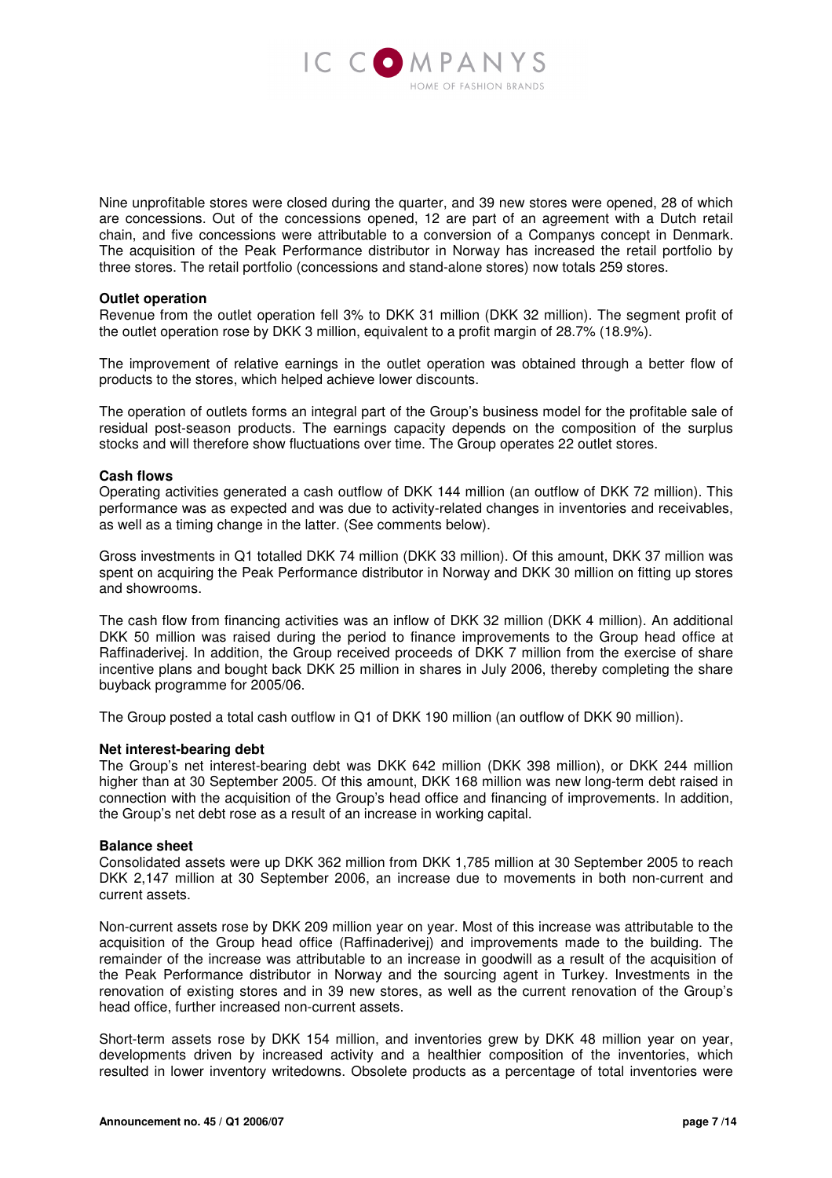Nine unprofitable stores were closed during the quarter, and 39 new stores were opened, 28 of which are concessions. Out of the concessions opened, 12 are part of an agreement with a Dutch retail chain, and five concessions were attributable to a conversion of a Companys concept in Denmark. The acquisition of the Peak Performance distributor in Norway has increased the retail portfolio by three stores. The retail portfolio (concessions and stand-alone stores) now totals 259 stores.

**Outlet operation**

Revenue from the outlet operation fell 3% to DKK 31 million (DKK 32 million). The segment profit of the outlet operation rose by DKK 3 million, equivalent to a profit margin of 28.7% (18.9%).

The improvement of relative earnings in the outlet operation was obtained through a better flow of products to the stores, which helped achieve lower discounts.

The operation of outlets forms an integral part of the Group's business model for the profitable sale of residual post-season products. The earnings capacity depends on the composition of the surplus stocks and will therefore show fluctuations over time. The Group operates 22 outlet stores.

**Cash flows**

Operating activities generated a cash outflow of DKK 144 million (an outflow of DKK 72 million). This performance was as expected and was due to activity-related changes in inventories and receivables, as well as a timing change in the latter. (See comments below).

Gross investments in Q1 totalled DKK 74 million (DKK 33 million). Of this amount, DKK 37 million was spent on acquiring the Peak Performance distributor in Norway and DKK 30 million on fitting up stores and showrooms.

The cash flow from financing activities was an inflow of DKK 32 million (DKK 4 million). An additional DKK 50 million was raised during the period to finance improvements to the Group head office at Raffinaderivej. In addition, the Group received proceeds of DKK 7 million from the exercise of share incentive plans and bought back DKK 25 million in shares in July 2006, thereby completing the share buyback programme for 2005/06.

The Group posted a total cash outflow in Q1 of DKK 190 million (an outflow of DKK 90 million).

**Net interest-bearing debt**

The Group's net interest-bearing debt was DKK 642 million (DKK 398 million), or DKK 244 million higher than at 30 September 2005. Of this amount, DKK 168 million was new long-term debt raised in connection with the acquisition of the Group's head office and financing of improvements. In addition, the Group's net debt rose as a result of an increase in working capital.

**Balance sheet**

Consolidated assets were up DKK 362 million from DKK 1,785 million at 30 September 2005 to reach DKK 2,147 million at 30 September 2006, an increase due to movements in both non-current and current assets.

Non-current assets rose by DKK 209 million year on year. Most of this increase was attributable to the acquisition of the Group head office (Raffinaderivej) and improvements made to the building. The remainder of the increase was attributable to an increase in goodwill as a result of the acquisition of the Peak Performance distributor in Norway and the sourcing agent in Turkey. Investments in the renovation of existing stores and in 39 new stores, as well as the current renovation of the Group's head office, further increased non-current assets.

Short-term assets rose by DKK 154 million, and inventories grew by DKK 48 million year on year, developments driven by increased activity and a healthier composition of the inventories, which resulted in lower inventory writedowns. Obsolete products as a percentage of total inventories were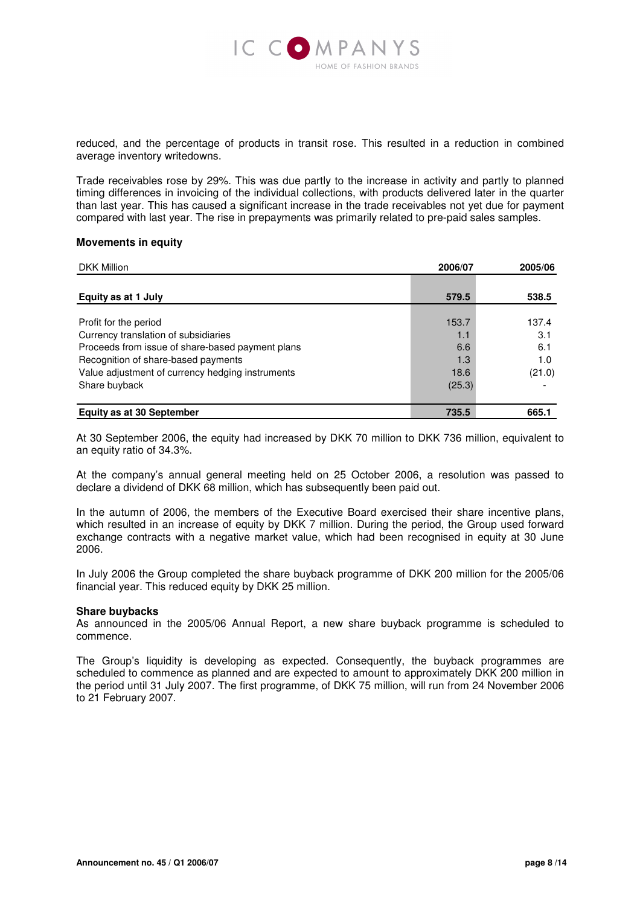reduced, and the percentage of products in transit rose. This resulted in a reduction in combined average inventory writedowns.

Trade receivables rose by 29%. This was due partly to the increase in activity and partly to planned timing differences in invoicing of the individual collections, with products delivered later in the quarter than last year. This has caused a significant increase in the trade receivables not yet due for payment compared with last year. The rise in prepayments was primarily related to pre-paid sales samples.

**Movements in equity**

| DKK Million | 2006/07 | 2005/06 |
|---|---|---|
| **Equity as at 1 July** | **579.5** | **538.5** |
| Profit for the period | 153.7 | 137.4 |
| Currency translation of subsidiaries | 1.1 | 3.1 |
| Proceeds from issue of share-based payment plans | 6.6 | 6.1 |
| Recognition of share-based payments | 1.3 | 1.0 |
| Value adjustment of currency hedging instruments | 18.6 | (21.0) |
| Share buyback | (25.3) | - |
| **Equity as at 30 September** | **735.5** | **665.1** |

At 30 September 2006, the equity had increased by DKK 70 million to DKK 736 million, equivalent to an equity ratio of 34.3%.

At the company's annual general meeting held on 25 October 2006, a resolution was passed to declare a dividend of DKK 68 million, which has subsequently been paid out.

In the autumn of 2006, the members of the Executive Board exercised their share incentive plans, which resulted in an increase of equity by DKK 7 million. During the period, the Group used forward exchange contracts with a negative market value, which had been recognised in equity at 30 June 2006.

In July 2006 the Group completed the share buyback programme of DKK 200 million for the 2005/06 financial year. This reduced equity by DKK 25 million.

**Share buybacks**

As announced in the 2005/06 Annual Report, a new share buyback programme is scheduled to commence.

The Group's liquidity is developing as expected. Consequently, the buyback programmes are scheduled to commence as planned and are expected to amount to approximately DKK 200 million in the period until 31 July 2007. The first programme, of DKK 75 million, will run from 24 November 2006 to 21 February 2007.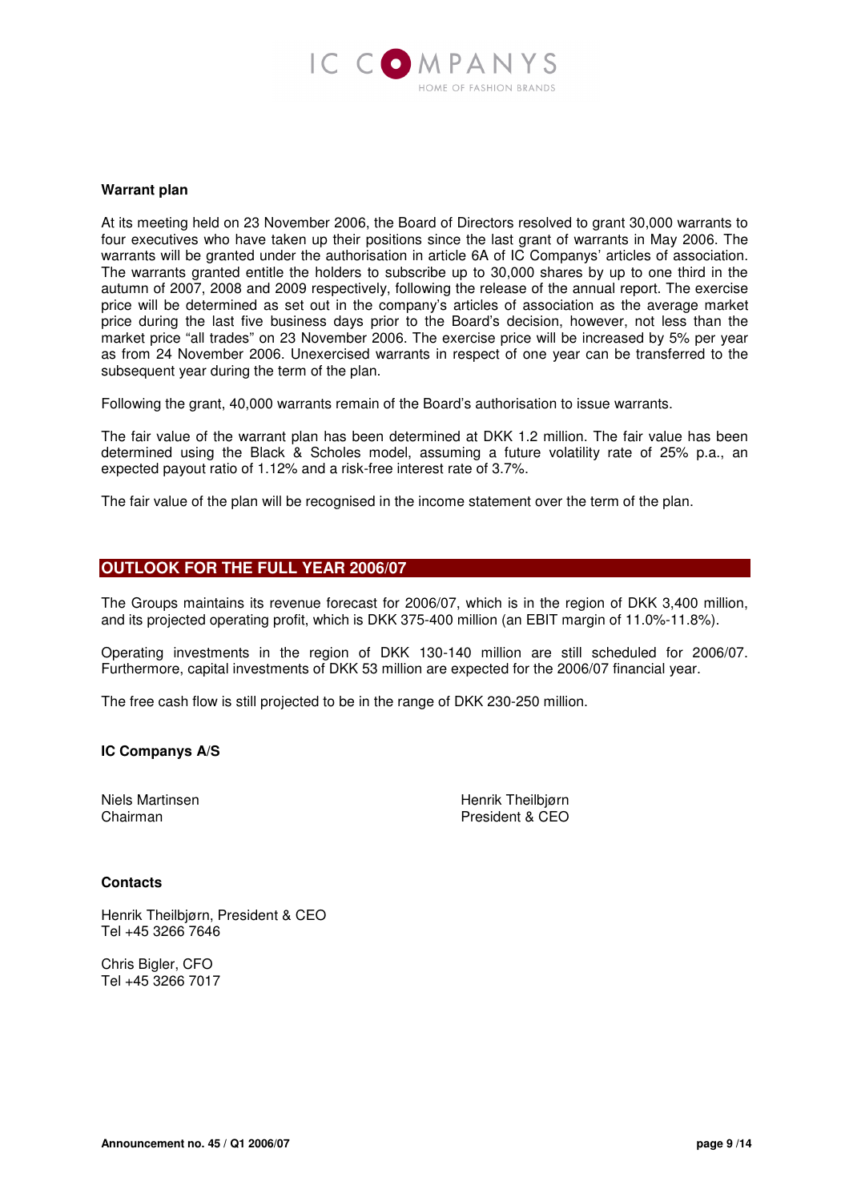### Warrant plan

At its meeting held on 23 November 2006, the Board of Directors resolved to grant 30,000 warrants to four executives who have taken up their positions since the last grant of warrants in May 2006. The warrants will be granted under the authorisation in article 6A of IC Companys' articles of association. The warrants granted entitle the holders to subscribe up to 30,000 shares by up to one third in the autumn of 2007, 2008 and 2009 respectively, following the release of the annual report. The exercise price will be determined as set out in the company's articles of association as the average market price during the last five business days prior to the Board's decision, however, not less than the market price "all trades" on 23 November 2006. The exercise price will be increased by 5% per year as from 24 November 2006. Unexercised warrants in respect of one year can be transferred to the subsequent year during the term of the plan.

Following the grant, 40,000 warrants remain of the Board's authorisation to issue warrants.

The fair value of the warrant plan has been determined at DKK 1.2 million. The fair value has been determined using the Black & Scholes model, assuming a future volatility rate of 25% p.a., an expected payout ratio of 1.12% and a risk-free interest rate of 3.7%.

The fair value of the plan will be recognised in the income statement over the term of the plan.

## OUTLOOK FOR THE FULL YEAR 2006/07

The Groups maintains its revenue forecast for 2006/07, which is in the region of DKK 3,400 million, and its projected operating profit, which is DKK 375-400 million (an EBIT margin of 11.0%-11.8%).

Operating investments in the region of DKK 130-140 million are still scheduled for 2006/07. Furthermore, capital investments of DKK 53 million are expected for the 2006/07 financial year.

The free cash flow is still projected to be in the range of DKK 230-250 million.

**IC Companys A/S**

Niels Martinsen
Chairman

Henrik Theilbjørn
President & CEO

**Contacts**

Henrik Theilbjørn, President & CEO
Tel +45 3266 7646

Chris Bigler, CFO
Tel +45 3266 7017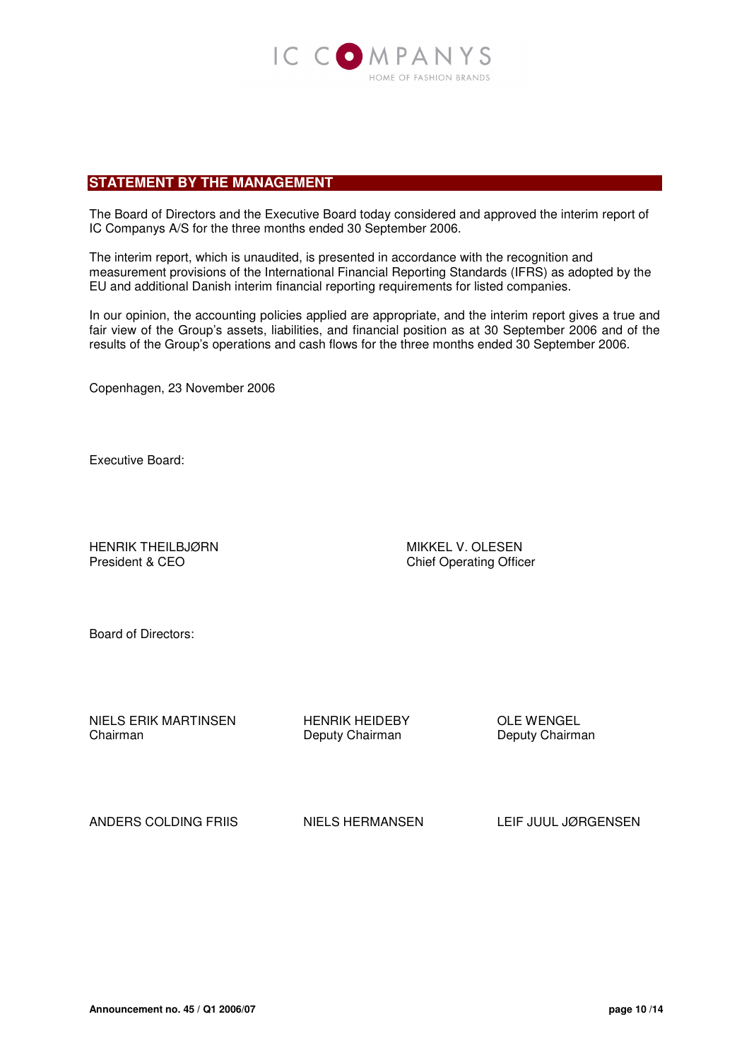## STATEMENT BY THE MANAGEMENT

The Board of Directors and the Executive Board today considered and approved the interim report of IC Companys A/S for the three months ended 30 September 2006.

The interim report, which is unaudited, is presented in accordance with the recognition and measurement provisions of the International Financial Reporting Standards (IFRS) as adopted by the EU and additional Danish interim financial reporting requirements for listed companies.

In our opinion, the accounting policies applied are appropriate, and the interim report gives a true and fair view of the Group's assets, liabilities, and financial position as at 30 September 2006 and of the results of the Group's operations and cash flows for the three months ended 30 September 2006.

Copenhagen, 23 November 2006

Executive Board:

HENRIK THEILBJØRN
President & CEO

MIKKEL V. OLESEN
Chief Operating Officer

Board of Directors:

NIELS ERIK MARTINSEN
Chairman

HENRIK HEIDEBY
Deputy Chairman

OLE WENGEL
Deputy Chairman

ANDERS COLDING FRIIS

NIELS HERMANSEN

LEIF JUUL JØRGENSEN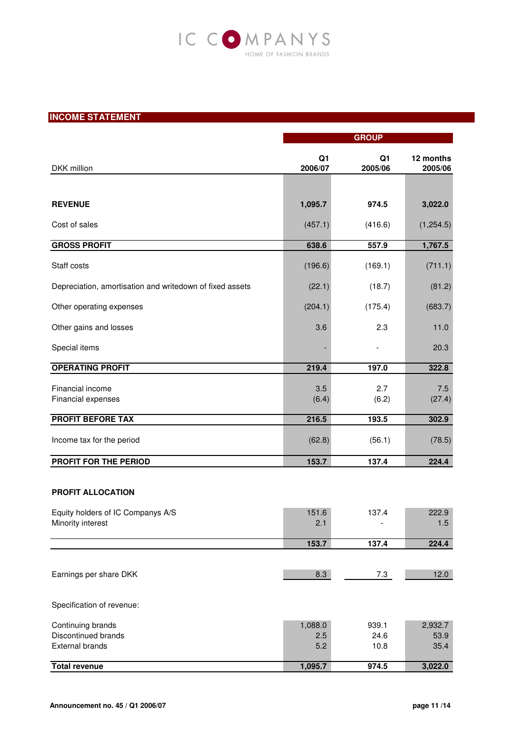## INCOME STATEMENT

| DKK million | GROUP Q1 2006/07 | Q1 2005/06 | 12 months 2005/06 |
|---|---|---|---|
| **REVENUE** | **1,095.7** | **974.5** | **3,022.0** |
| Cost of sales | (457.1) | (416.6) | (1,254.5) |
| **GROSS PROFIT** | **638.6** | **557.9** | **1,767.5** |
| Staff costs | (196.6) | (169.1) | (711.1) |
| Depreciation, amortisation and writedown of fixed assets | (22.1) | (18.7) | (81.2) |
| Other operating expenses | (204.1) | (175.4) | (683.7) |
| Other gains and losses | 3.6 | 2.3 | 11.0 |
| Special items | - | - | 20.3 |
| **OPERATING PROFIT** | **219.4** | **197.0** | **322.8** |
| Financial income | 3.5 | 2.7 | 7.5 |
| Financial expenses | (6.4) | (6.2) | (27.4) |
| **PROFIT BEFORE TAX** | **216.5** | **193.5** | **302.9** |
| Income tax for the period | (62.8) | (56.1) | (78.5) |
| **PROFIT FOR THE PERIOD** | **153.7** | **137.4** | **224.4** |
| | | | |
| **PROFIT ALLOCATION** | | | |
| Equity holders of IC Companys A/S | 151.6 | 137.4 | 222.9 |
| Minority interest | 2.1 | - | 1.5 |
| | **153.7** | **137.4** | **224.4** |
| | | | |
| Earnings per share DKK | 8.3 | 7.3 | 12.0 |
| | | | |
| Specification of revenue: | | | |
| Continuing brands | 1,088.0 | 939.1 | 2,932.7 |
| Discontinued brands | 2.5 | 24.6 | 53.9 |
| External brands | 5.2 | 10.8 | 35.4 |
| **Total revenue** | **1,095.7** | **974.5** | **3,022.0** |

**Announcement no. 45 / Q1 2006/07**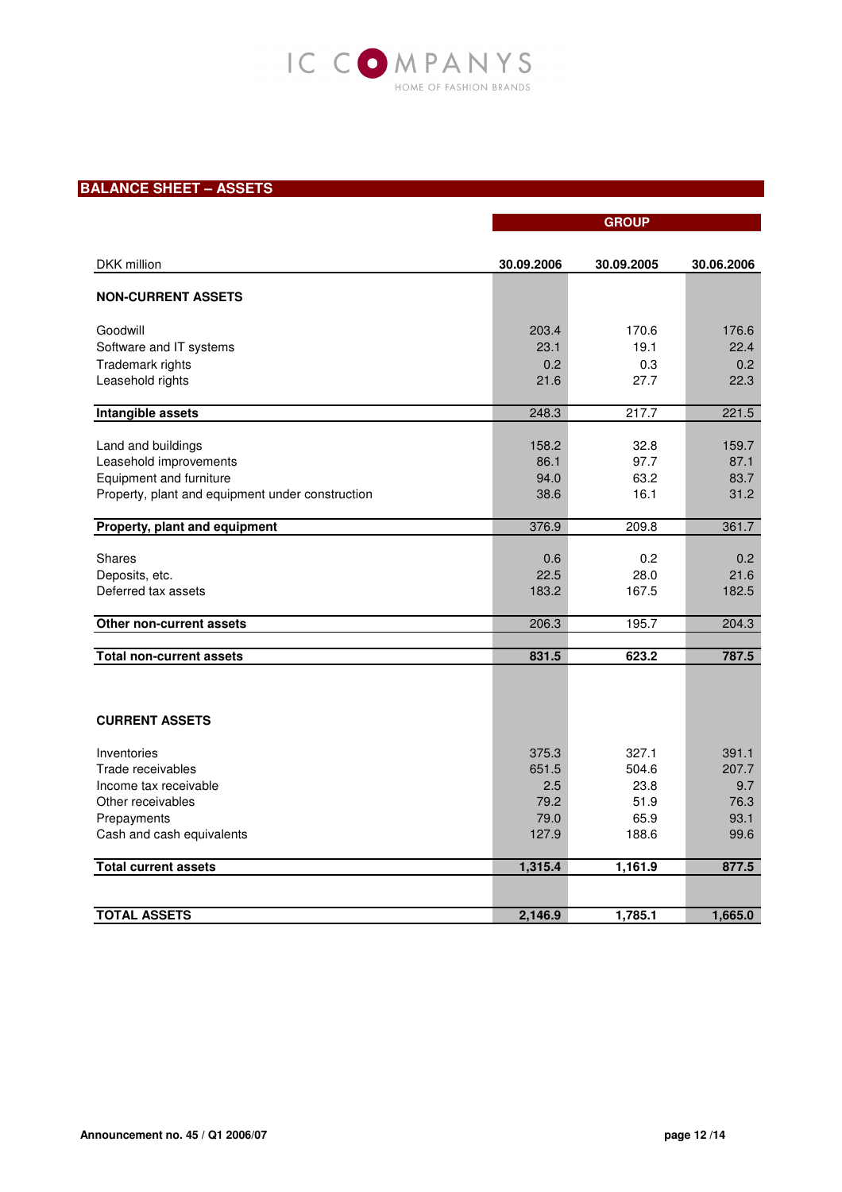## BALANCE SHEET – ASSETS

| | GROUP | | |
|---|---|---|---|
| DKK million | 30.09.2006 | 30.09.2005 | 30.06.2006 |
| **NON-CURRENT ASSETS** | | | |
| Goodwill | 203.4 | 170.6 | 176.6 |
| Software and IT systems | 23.1 | 19.1 | 22.4 |
| Trademark rights | 0.2 | 0.3 | 0.2 |
| Leasehold rights | 21.6 | 27.7 | 22.3 |
| **Intangible assets** | 248.3 | 217.7 | 221.5 |
| Land and buildings | 158.2 | 32.8 | 159.7 |
| Leasehold improvements | 86.1 | 97.7 | 87.1 |
| Equipment and furniture | 94.0 | 63.2 | 83.7 |
| Property, plant and equipment under construction | 38.6 | 16.1 | 31.2 |
| **Property, plant and equipment** | 376.9 | 209.8 | 361.7 |
| Shares | 0.6 | 0.2 | 0.2 |
| Deposits, etc. | 22.5 | 28.0 | 21.6 |
| Deferred tax assets | 183.2 | 167.5 | 182.5 |
| **Other non-current assets** | 206.3 | 195.7 | 204.3 |
| **Total non-current assets** | **831.5** | **623.2** | **787.5** |
| **CURRENT ASSETS** | | | |
| Inventories | 375.3 | 327.1 | 391.1 |
| Trade receivables | 651.5 | 504.6 | 207.7 |
| Income tax receivable | 2.5 | 23.8 | 9.7 |
| Other receivables | 79.2 | 51.9 | 76.3 |
| Prepayments | 79.0 | 65.9 | 93.1 |
| Cash and cash equivalents | 127.9 | 188.6 | 99.6 |
| **Total current assets** | **1,315.4** | **1,161.9** | **877.5** |
| **TOTAL ASSETS** | **2,146.9** | **1,785.1** | **1,665.0** |

Announcement no. 45 / Q1 2006/07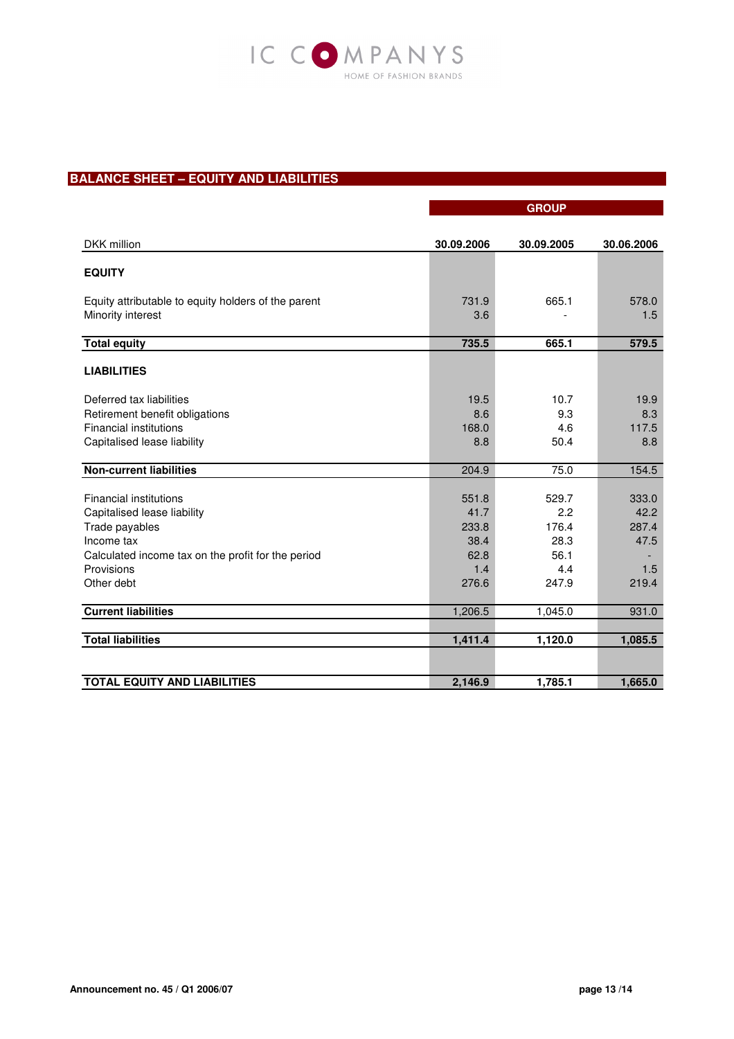## BALANCE SHEET – EQUITY AND LIABILITIES

| DKK million | GROUP 30.09.2006 | GROUP 30.09.2005 | GROUP 30.06.2006 |
|---|---|---|---|
| **EQUITY** | | | |
| Equity attributable to equity holders of the parent | 731.9 | 665.1 | 578.0 |
| Minority interest | 3.6 | - | 1.5 |
| **Total equity** | **735.5** | **665.1** | **579.5** |
| **LIABILITIES** | | | |
| Deferred tax liabilities | 19.5 | 10.7 | 19.9 |
| Retirement benefit obligations | 8.6 | 9.3 | 8.3 |
| Financial institutions | 168.0 | 4.6 | 117.5 |
| Capitalised lease liability | 8.8 | 50.4 | 8.8 |
| **Non-current liabilities** | 204.9 | 75.0 | 154.5 |
| Financial institutions | 551.8 | 529.7 | 333.0 |
| Capitalised lease liability | 41.7 | 2.2 | 42.2 |
| Trade payables | 233.8 | 176.4 | 287.4 |
| Income tax | 38.4 | 28.3 | 47.5 |
| Calculated income tax on the profit for the period | 62.8 | 56.1 | - |
| Provisions | 1.4 | 4.4 | 1.5 |
| Other debt | 276.6 | 247.9 | 219.4 |
| **Current liabilities** | 1,206.5 | 1,045.0 | 931.0 |
| **Total liabilities** | **1,411.4** | **1,120.0** | **1,085.5** |
| **TOTAL EQUITY AND LIABILITIES** | **2,146.9** | **1,785.1** | **1,665.0** |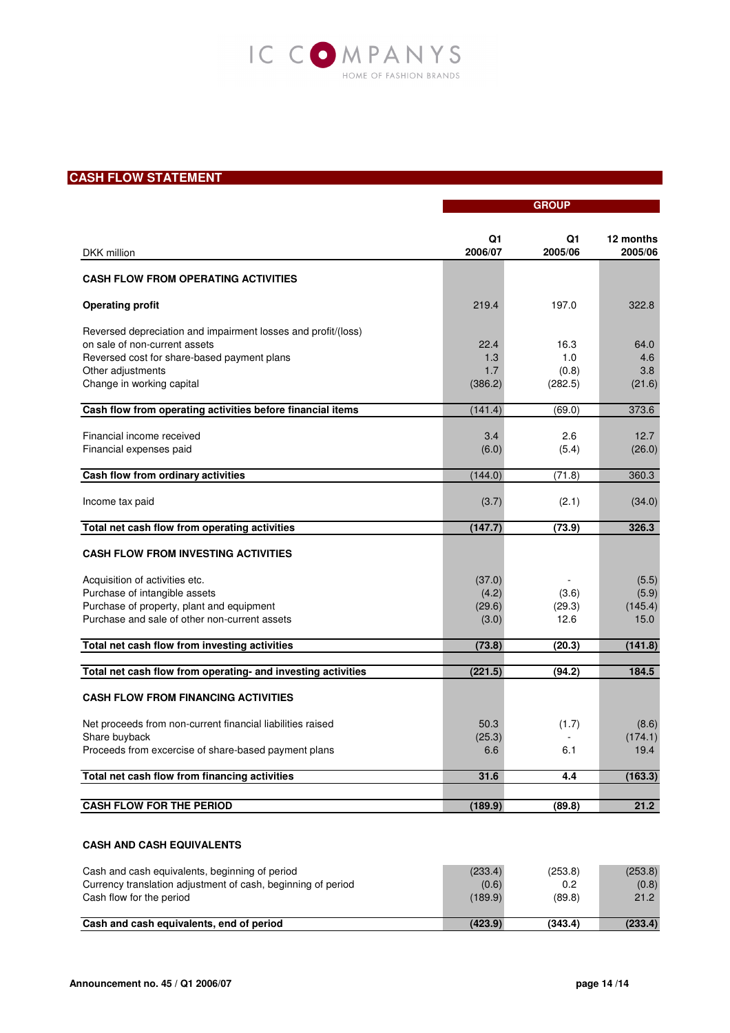## CASH FLOW STATEMENT

| DKK million | GROUP Q1 2006/07 | Q1 2005/06 | 12 months 2005/06 |
|---|---|---|---|
| **CASH FLOW FROM OPERATING ACTIVITIES** | | | |
| **Operating profit** | 219.4 | 197.0 | 322.8 |
| Reversed depreciation and impairment losses and profit/(loss) on sale of non-current assets | 22.4 | 16.3 | 64.0 |
| Reversed cost for share-based payment plans | 1.3 | 1.0 | 4.6 |
| Other adjustments | 1.7 | (0.8) | 3.8 |
| Change in working capital | (386.2) | (282.5) | (21.6) |
| **Cash flow from operating activities before financial items** | (141.4) | (69.0) | 373.6 |
| Financial income received | 3.4 | 2.6 | 12.7 |
| Financial expenses paid | (6.0) | (5.4) | (26.0) |
| **Cash flow from ordinary activities** | (144.0) | (71.8) | 360.3 |
| Income tax paid | (3.7) | (2.1) | (34.0) |
| **Total net cash flow from operating activities** | **(147.7)** | **(73.9)** | **326.3** |
| **CASH FLOW FROM INVESTING ACTIVITIES** | | | |
| Acquisition of activities etc. | (37.0) | - | (5.5) |
| Purchase of intangible assets | (4.2) | (3.6) | (5.9) |
| Purchase of property, plant and equipment | (29.6) | (29.3) | (145.4) |
| Purchase and sale of other non-current assets | (3.0) | 12.6 | 15.0 |
| **Total net cash flow from investing activities** | **(73.8)** | **(20.3)** | **(141.8)** |
| **Total net cash flow from operating- and investing activities** | **(221.5)** | **(94.2)** | **184.5** |
| **CASH FLOW FROM FINANCING ACTIVITIES** | | | |
| Net proceeds from non-current financial liabilities raised | 50.3 | (1.7) | (8.6) |
| Share buyback | (25.3) | - | (174.1) |
| Proceeds from excercise of share-based payment plans | 6.6 | 6.1 | 19.4 |
| **Total net cash flow from financing activities** | **31.6** | **4.4** | **(163.3)** |
| **CASH FLOW FOR THE PERIOD** | **(189.9)** | **(89.8)** | **21.2** |
| **CASH AND CASH EQUIVALENTS** | | | |
| Cash and cash equivalents, beginning of period | (233.4) | (253.8) | (253.8) |
| Currency translation adjustment of cash, beginning of period | (0.6) | 0.2 | (0.8) |
| Cash flow for the period | (189.9) | (89.8) | 21.2 |
| **Cash and cash equivalents, end of period** | **(423.9)** | **(343.4)** | **(233.4)** |

**Announcement no. 45 / Q1 2006/07**